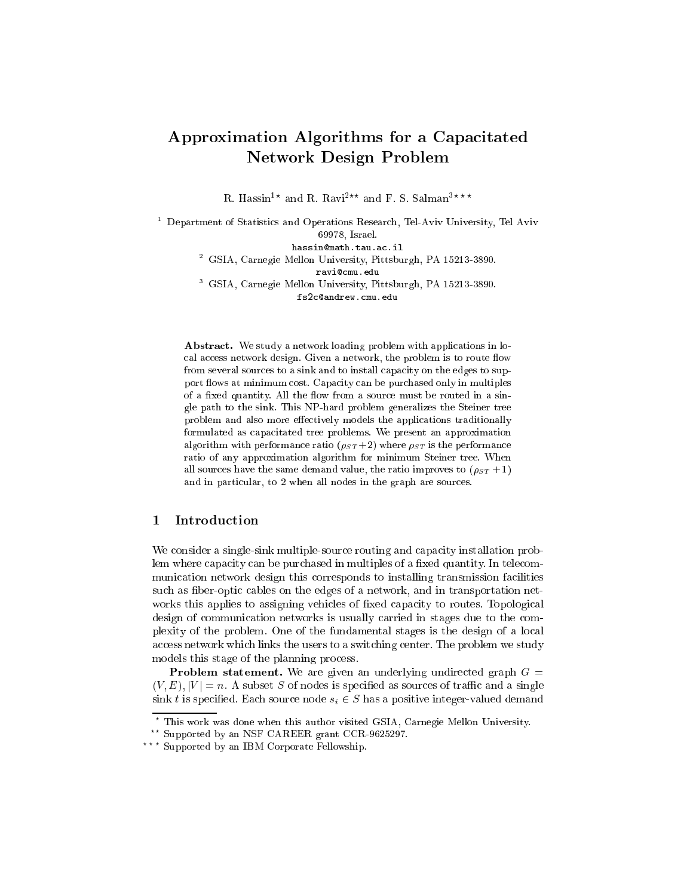# Approximation Algorithms for a Capacitated Network Design Problem

R. Hassin[1*] and R. Ravi[2**] and F. S. Salman[3***]

[1] Department of Statistics and Operations Research, Tel-Aviv University, Tel Aviv 69978, Israel.
hassin@math.tau.ac.il

[2] GSIA, Carnegie Mellon University, Pittsburgh, PA 15213-3890.
ravi@cmu.edu

[3] GSIA, Carnegie Mellon University, Pittsburgh, PA 15213-3890.
fs2c@andrew.cmu.edu

**Abstract.** We study a network loading problem with applications in local access network design. Given a network, the problem is to route flow from several sources to a sink and to install capacity on the edges to support flows at minimum cost. Capacity can be purchased only in multiples of a fixed quantity. All the flow from a source must be routed in a single path to the sink. This NP-hard problem generalizes the Steiner tree problem and also more effectively models the applications traditionally formulated as capacitated tree problems. We present an approximation algorithm with performance ratio ($\rho_{ST}+2$) where $\rho_{ST}$ is the performance ratio of any approximation algorithm for minimum Steiner tree. When all sources have the same demand value, the ratio improves to ($\rho_{ST}+1$) and in particular, to 2 when all nodes in the graph are sources.

## 1 Introduction

We consider a single-sink multiple-source routing and capacity installation problem where capacity can be purchased in multiples of a fixed quantity. In telecommunication network design this corresponds to installing transmission facilities such as fiber-optic cables on the edges of a network, and in transportation networks this applies to assigning vehicles of fixed capacity to routes. Topological design of communication networks is usually carried in stages due to the complexity of the problem. One of the fundamental stages is the design of a local access network which links the users to a switching center. The problem we study models this stage of the planning process.

**Problem statement.** We are given an underlying undirected graph $G = (V, E), |V| = n$. A subset $S$ of nodes is specified as sources of traffic and a single sink $t$ is specified. Each source node $s_i \in S$ has a positive integer-valued demand

[*] This work was done when this author visited GSIA, Carnegie Mellon University.

[**] Supported by an NSF CAREER grant CCR-9625297.

[***] Supported by an IBM Corporate Fellowship.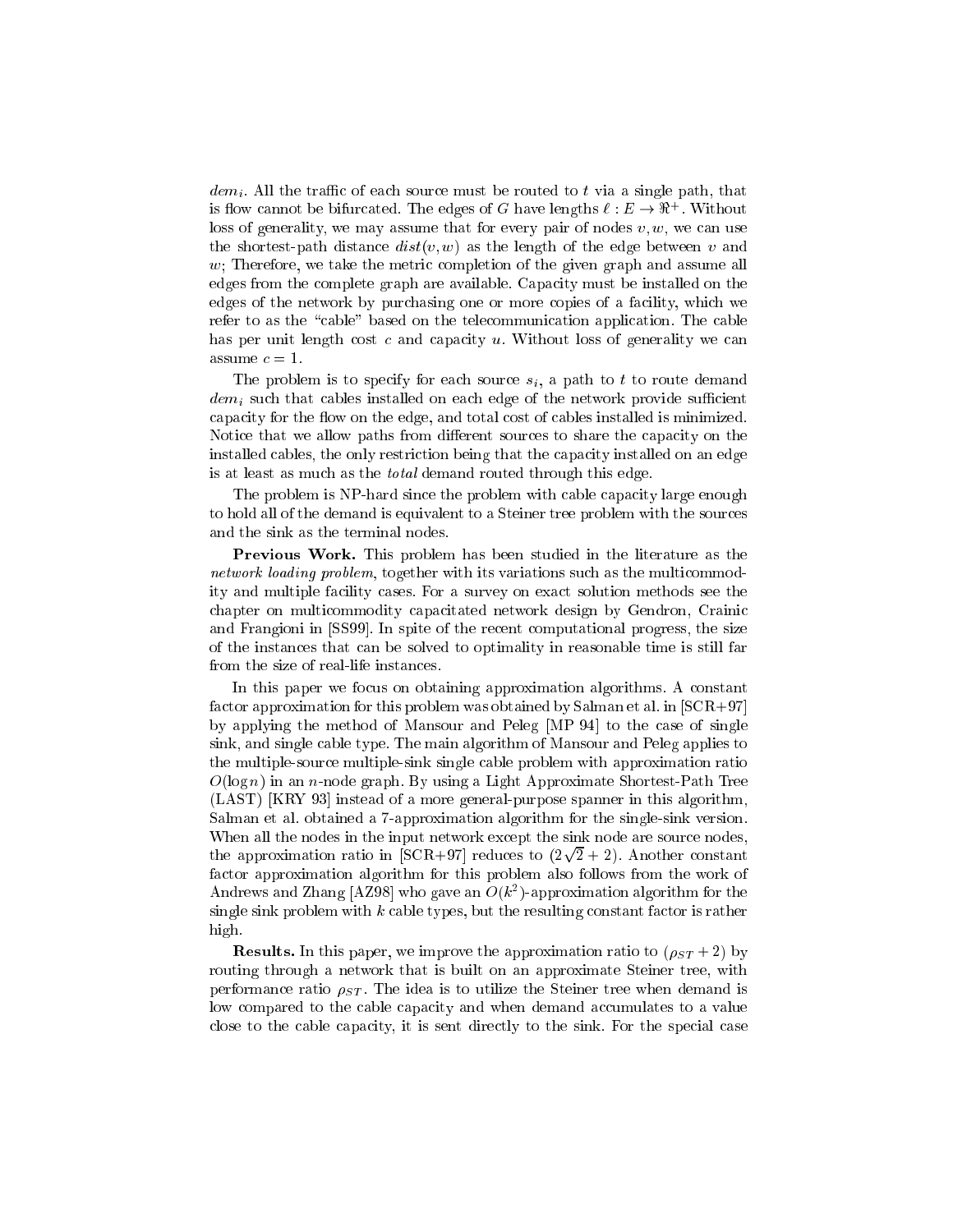$dem_i$. All the traffic of each source must be routed to $t$ via a single path, that is flow cannot be bifurcated. The edges of $G$ have lengths $\ell : E \to \Re^+$. Without loss of generality, we may assume that for every pair of nodes $v, w$, we can use the shortest-path distance $dist(v, w)$ as the length of the edge between $v$ and $w$; Therefore, we take the metric completion of the given graph and assume all edges from the complete graph are available. Capacity must be installed on the edges of the network by purchasing one or more copies of a facility, which we refer to as the "cable" based on the telecommunication application. The cable has per unit length cost $c$ and capacity $u$. Without loss of generality we can assume $c = 1$.

The problem is to specify for each source $s_i$, a path to $t$ to route demand $dem_i$ such that cables installed on each edge of the network provide sufficient capacity for the flow on the edge, and total cost of cables installed is minimized. Notice that we allow paths from different sources to share the capacity on the installed cables, the only restriction being that the capacity installed on an edge is at least as much as the *total* demand routed through this edge.

The problem is NP-hard since the problem with cable capacity large enough to hold all of the demand is equivalent to a Steiner tree problem with the sources and the sink as the terminal nodes.

**Previous Work.** This problem has been studied in the literature as the *network loading problem*, together with its variations such as the multicommodity and multiple facility cases. For a survey on exact solution methods see the chapter on multicommodity capacitated network design by Gendron, Crainic and Frangioni in [SS99]. In spite of the recent computational progress, the size of the instances that can be solved to optimality in reasonable time is still far from the size of real-life instances.

In this paper we focus on obtaining approximation algorithms. A constant factor approximation for this problem was obtained by Salman et al. in [SCR+97] by applying the method of Mansour and Peleg [MP 94] to the case of single sink, and single cable type. The main algorithm of Mansour and Peleg applies to the multiple-source multiple-sink single cable problem with approximation ratio $O(\log n)$ in an $n$-node graph. By using a Light Approximate Shortest-Path Tree (LAST) [KRY 93] instead of a more general-purpose spanner in this algorithm, Salman et al. obtained a 7-approximation algorithm for the single-sink version. When all the nodes in the input network except the sink node are source nodes, the approximation ratio in [SCR+97] reduces to $(2\sqrt{2} + 2)$. Another constant factor approximation algorithm for this problem also follows from the work of Andrews and Zhang [AZ98] who gave an $O(k^2)$-approximation algorithm for the single sink problem with $k$ cable types, but the resulting constant factor is rather high.

**Results.** In this paper, we improve the approximation ratio to $(\rho_{ST} + 2)$ by routing through a network that is built on an approximate Steiner tree, with performance ratio $\rho_{ST}$. The idea is to utilize the Steiner tree when demand is low compared to the cable capacity and when demand accumulates to a value close to the cable capacity, it is sent directly to the sink. For the special case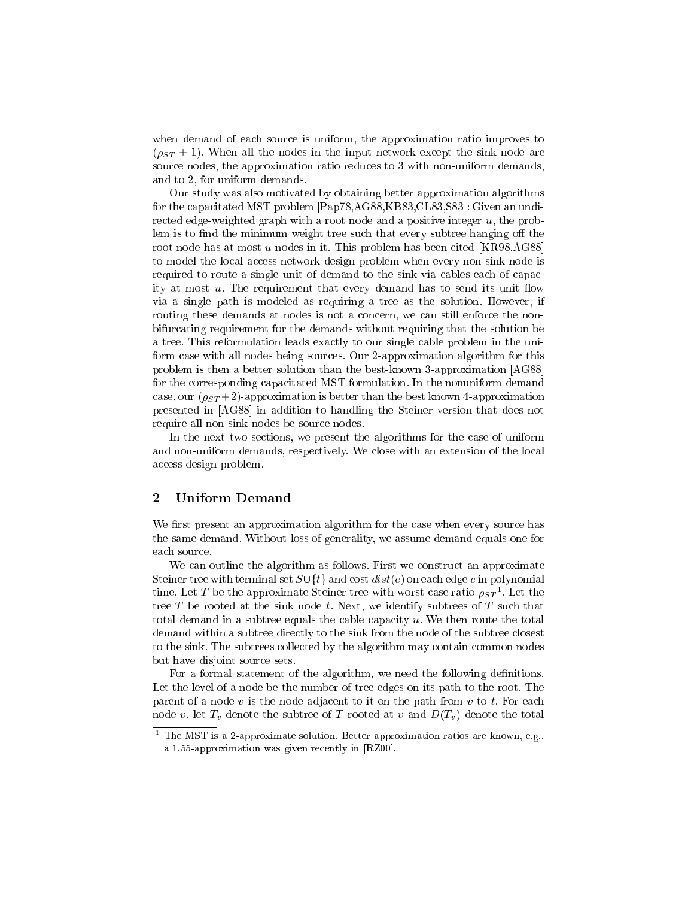when demand of each source is uniform, the approximation ratio improves to $(\rho_{ST} + 1)$. When all the nodes in the input network except the sink node are source nodes, the approximation ratio reduces to 3 with non-uniform demands, and to 2, for uniform demands.

Our study was also motivated by obtaining better approximation algorithms for the capacitated MST problem [Pap78,AG88,KB83,CL83,S83]: Given an undirected edge-weighted graph with a root node and a positive integer $u$, the problem is to find the minimum weight tree such that every subtree hanging off the root node has at most $u$ nodes in it. This problem has been cited [KR98,AG88] to model the local access network design problem when every non-sink node is required to route a single unit of demand to the sink via cables each of capacity at most $u$. The requirement that every demand has to send its unit flow via a single path is modeled as requiring a tree as the solution. However, if routing these demands at nodes is not a concern, we can still enforce the non-bifurcating requirement for the demands without requiring that the solution be a tree. This reformulation leads exactly to our single cable problem in the uniform case with all nodes being sources. Our 2-approximation algorithm for this problem is then a better solution than the best-known 3-approximation [AG88] for the corresponding capacitated MST formulation. In the nonuniform demand case, our $(\rho_{ST}+2)$-approximation is better than the best known 4-approximation presented in [AG88] in addition to handling the Steiner version that does not require all non-sink nodes be source nodes.

In the next two sections, we present the algorithms for the case of uniform and non-uniform demands, respectively. We close with an extension of the local access design problem.

## 2 Uniform Demand

We first present an approximation algorithm for the case when every source has the same demand. Without loss of generality, we assume demand equals one for each source.

We can outline the algorithm as follows. First we construct an approximate Steiner tree with terminal set $S \cup \{t\}$ and cost $dist(e)$ on each edge $e$ in polynomial time. Let $T$ be the approximate Steiner tree with worst-case ratio $\rho_{ST}$[1]. Let the tree $T$ be rooted at the sink node $t$. Next, we identify subtrees of $T$ such that total demand in a subtree equals the cable capacity $u$. We then route the total demand within a subtree directly to the sink from the node of the subtree closest to the sink. The subtrees collected by the algorithm may contain common nodes but have disjoint source sets.

For a formal statement of the algorithm, we need the following definitions. Let the level of a node be the number of tree edges on its path to the root. The parent of a node $v$ is the node adjacent to it on the path from $v$ to $t$. For each node $v$, let $T_v$ denote the subtree of $T$ rooted at $v$ and $D(T_v)$ denote the total

[1] The MST is a 2-approximate solution. Better approximation ratios are known, e.g., a 1.55-approximation was given recently in [RZ00].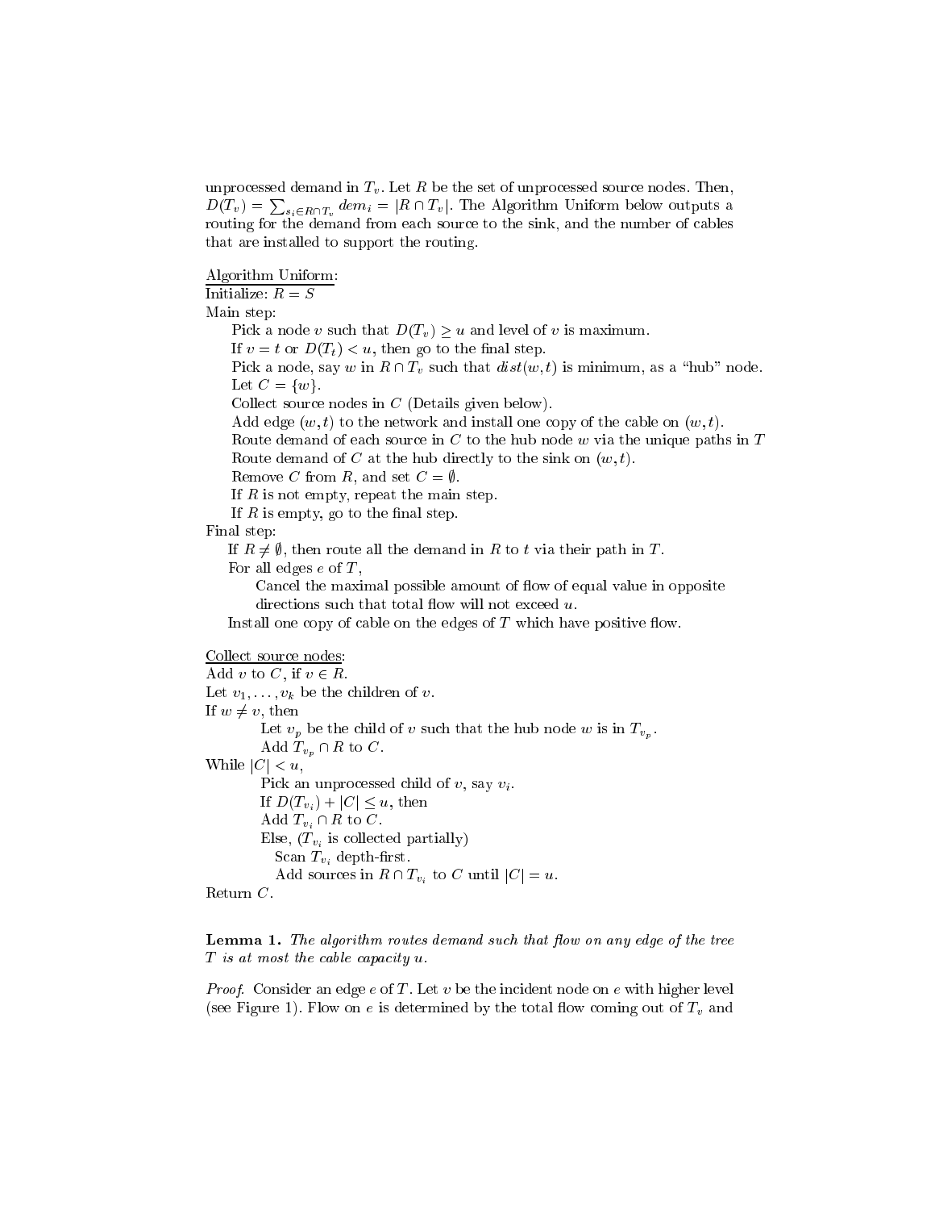unprocessed demand in $T_v$. Let $R$ be the set of unprocessed source nodes. Then, $D(T_v) = \sum_{s_i \in R \cap T_v} dem_i = |R \cap T_v|$. The Algorithm Uniform below outputs a routing for the demand from each source to the sink, and the number of cables that are installed to support the routing.

Algorithm Uniform:
Initialize: $R = S$
Main step:
- Pick a node $v$ such that $D(T_v) \geq u$ and level of $v$ is maximum.
- If $v = t$ or $D(T_t) < u$, then go to the final step.
- Pick a node, say $w$ in $R \cap T_v$ such that $dist(w, t)$ is minimum, as a "hub" node.
- Let $C = \{w\}$.
- Collect source nodes in $C$ (Details given below).
- Add edge $(w, t)$ to the network and install one copy of the cable on $(w, t)$.
- Route demand of each source in $C$ to the hub node $w$ via the unique paths in $T$
- Route demand of $C$ at the hub directly to the sink on $(w, t)$.
- Remove $C$ from $R$, and set $C = \emptyset$.
- If $R$ is not empty, repeat the main step.
- If $R$ is empty, go to the final step.

Final step:
- If $R \neq \emptyset$, then route all the demand in $R$ to $t$ via their path in $T$.
- For all edges $e$ of $T$,
  - Cancel the maximal possible amount of flow of equal value in opposite directions such that total flow will not exceed $u$.
- Install one copy of cable on the edges of $T$ which have positive flow.

Collect source nodes:
Add $v$ to $C$, if $v \in R$.
Let $v_1, \ldots, v_k$ be the children of $v$.
If $w \neq v$, then
- Let $v_p$ be the child of $v$ such that the hub node $w$ is in $T_{v_p}$.
- Add $T_{v_p} \cap R$ to $C$.

While $|C| < u$,
- Pick an unprocessed child of $v$, say $v_i$.
- If $D(T_{v_i}) + |C| \leq u$, then
  - Add $T_{v_i} \cap R$ to $C$.
- Else, ($T_{v_i}$ is collected partially)
  - Scan $T_{v_i}$ depth-first.
  - Add sources in $R \cap T_{v_i}$ to $C$ until $|C| = u$.

Return $C$.

**Lemma 1.** *The algorithm routes demand such that flow on any edge of the tree $T$ is at most the cable capacity $u$.*

*Proof.* Consider an edge $e$ of $T$. Let $v$ be the incident node on $e$ with higher level (see Figure 1). Flow on $e$ is determined by the total flow coming out of $T_v$ and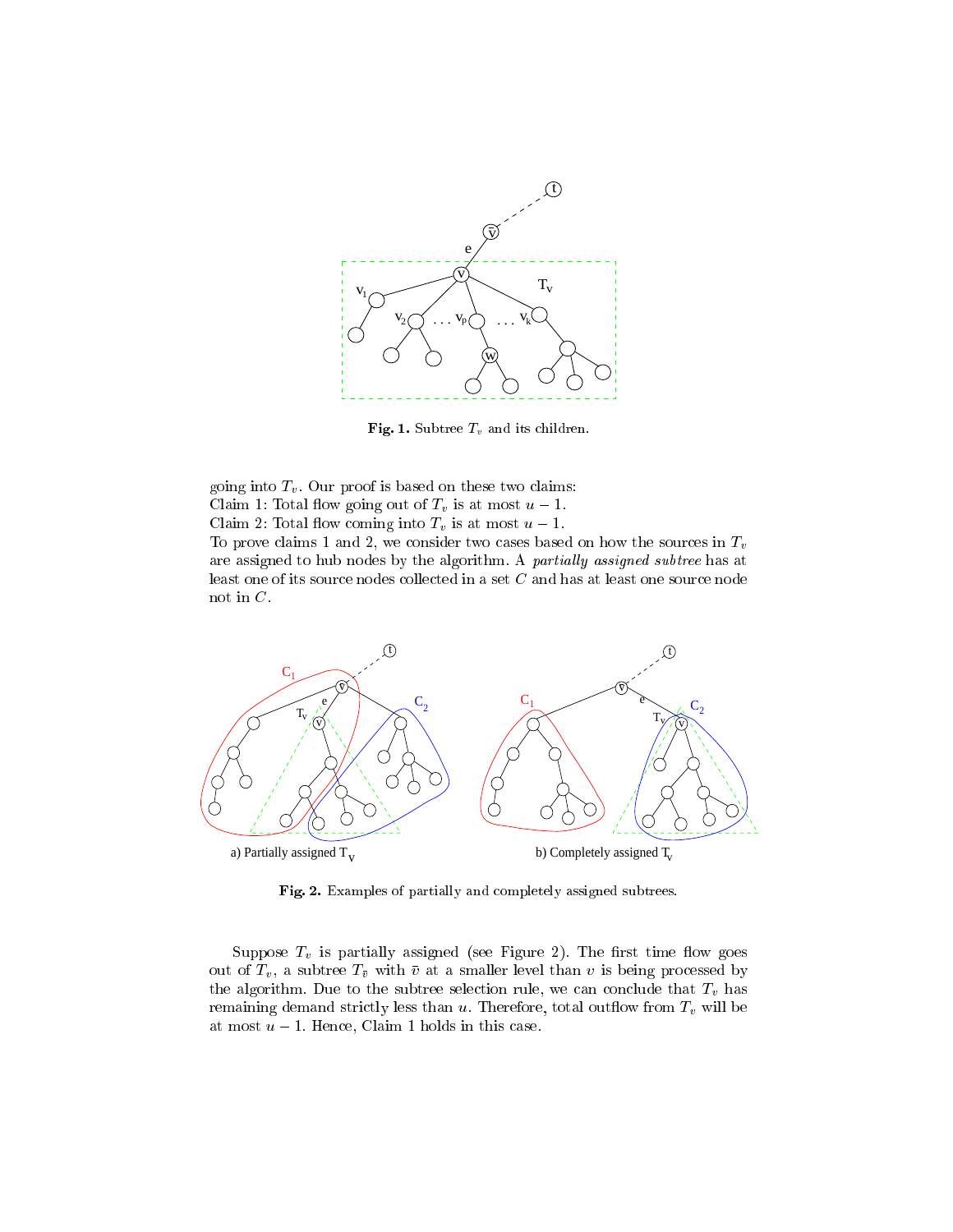**Fig. 1.** Subtree $T_v$ and its children.

going into $T_v$. Our proof is based on these two claims:
Claim 1: Total flow going out of $T_v$ is at most $u-1$.
Claim 2: Total flow coming into $T_v$ is at most $u-1$.
To prove claims 1 and 2, we consider two cases based on how the sources in $T_v$ are assigned to hub nodes by the algorithm. A *partially assigned subtree* has at least one of its source nodes collected in a set $C$ and has at least one source node not in $C$.

a) Partially assigned $T_v$ b) Completely assigned $T_v$

**Fig. 2.** Examples of partially and completely assigned subtrees.

Suppose $T_v$ is partially assigned (see Figure 2). The first time flow goes out of $T_v$, a subtree $T_{\bar{v}}$ with $\bar{v}$ at a smaller level than $v$ is being processed by the algorithm. Due to the subtree selection rule, we can conclude that $T_v$ has remaining demand strictly less than $u$. Therefore, total outflow from $T_v$ will be at most $u-1$. Hence, Claim 1 holds in this case.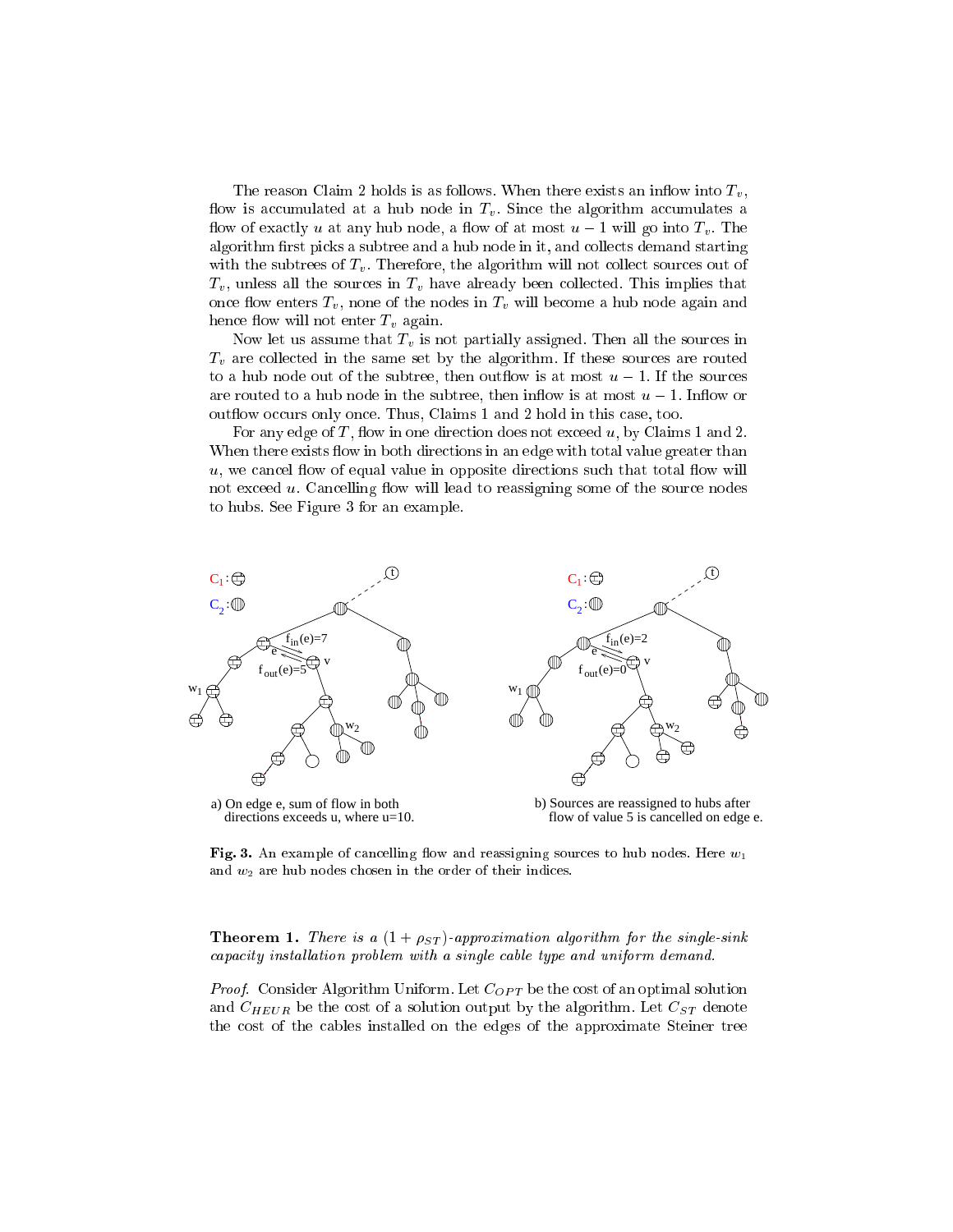The reason Claim 2 holds is as follows. When there exists an inflow into $T_v$, flow is accumulated at a hub node in $T_v$. Since the algorithm accumulates a flow of exactly $u$ at any hub node, a flow of at most $u-1$ will go into $T_v$. The algorithm first picks a subtree and a hub node in it, and collects demand starting with the subtrees of $T_v$. Therefore, the algorithm will not collect sources out of $T_v$, unless all the sources in $T_v$ have already been collected. This implies that once flow enters $T_v$, none of the nodes in $T_v$ will become a hub node again and hence flow will not enter $T_v$ again.

Now let us assume that $T_v$ is not partially assigned. Then all the sources in $T_v$ are collected in the same set by the algorithm. If these sources are routed to a hub node out of the subtree, then outflow is at most $u-1$. If the sources are routed to a hub node in the subtree, then inflow is at most $u-1$. Inflow or outflow occurs only once. Thus, Claims 1 and 2 hold in this case, too.

For any edge of $T$, flow in one direction does not exceed $u$, by Claims 1 and 2. When there exists flow in both directions in an edge with total value greater than $u$, we cancel flow of equal value in opposite directions such that total flow will not exceed $u$. Cancelling flow will lead to reassigning some of the source nodes to hubs. See Figure 3 for an example.

a) On edge e, sum of flow in both directions exceeds u, where u=10.

b) Sources are reassigned to hubs after flow of value 5 is cancelled on edge e.

**Fig. 3.** An example of cancelling flow and reassigning sources to hub nodes. Here $w_1$ and $w_2$ are hub nodes chosen in the order of their indices.

**Theorem 1.** *There is a $(1+\rho_{ST})$-approximation algorithm for the single-sink capacity installation problem with a single cable type and uniform demand.*

*Proof.* Consider Algorithm Uniform. Let $C_{OPT}$ be the cost of an optimal solution and $C_{HEUR}$ be the cost of a solution output by the algorithm. Let $C_{ST}$ denote the cost of the cables installed on the edges of the approximate Steiner tree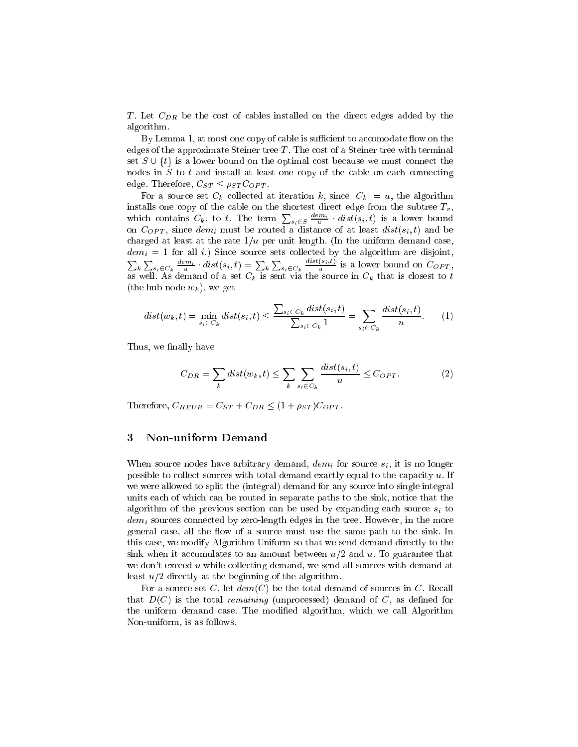$T$. Let $C_{DR}$ be the cost of cables installed on the direct edges added by the algorithm.

By Lemma 1, at most one copy of cable is sufficient to accomodate flow on the edges of the approximate Steiner tree $T$. The cost of a Steiner tree with terminal set $S \cup \{t\}$ is a lower bound on the optimal cost because we must connect the nodes in $S$ to $t$ and install at least one copy of the cable on each connecting edge. Therefore, $C_{ST} \leq \rho_{ST} C_{OPT}$.

For a source set $C_k$ collected at iteration $k$, since $|C_k| = u$, the algorithm installs one copy of the cable on the shortest direct edge from the subtree $T_v$, which contains $C_k$, to $t$. The term $\sum_{s_i \in S} \frac{dem_i}{u} \cdot dist(s_i, t)$ is a lower bound on $C_{OPT}$, since $dem_i$ must be routed a distance of at least $dist(s_i, t)$ and be charged at least at the rate $1/u$ per unit length. (In the uniform demand case, $dem_i = 1$ for all $i$.) Since source sets collected by the algorithm are disjoint, $\sum_k \sum_{s_i \in C_k} \frac{dem_i}{u} \cdot dist(s_i, t) = \sum_k \sum_{s_i \in C_k} \frac{dist(s_i,t)}{u}$ is a lower bound on $C_{OPT}$, as well. As demand of a set $C_k$ is sent via the source in $C_k$ that is closest to $t$ (the hub node $w_k$), we get

$$dist(w_k, t) = \min_{s_i \in C_k} dist(s_i, t) \leq \frac{\sum_{s_i \in C_k} dist(s_i, t)}{\sum_{s_i \in C_k} 1} = \sum_{s_i \in C_k} \frac{dist(s_i, t)}{u}. \quad (1)$$

Thus, we finally have

$$C_{DR} = \sum_k dist(w_k, t) \leq \sum_k \sum_{s_i \in C_k} \frac{dist(s_i, t)}{u} \leq C_{OPT}. \quad (2)$$

Therefore, $C_{HEUR} = C_{ST} + C_{DR} \leq (1 + \rho_{ST}) C_{OPT}$.

## 3 Non-uniform Demand

When source nodes have arbitrary demand, $dem_i$ for source $s_i$, it is no longer possible to collect sources with total demand exactly equal to the capacity $u$. If we were allowed to split the (integral) demand for any source into single integral units each of which can be routed in separate paths to the sink, notice that the algorithm of the previous section can be used by expanding each source $s_i$ to $dem_i$ sources connected by zero-length edges in the tree. However, in the more general case, all the flow of a source must use the same path to the sink. In this case, we modify Algorithm Uniform so that we send demand directly to the sink when it accumulates to an amount between $u/2$ and $u$. To guarantee that we don't exceed $u$ while collecting demand, we send all sources with demand at least $u/2$ directly at the beginning of the algorithm.

For a source set $C$, let $dem(C)$ be the total demand of sources in $C$. Recall that $D(C)$ is the total *remaining* (unprocessed) demand of $C$, as defined for the uniform demand case. The modified algorithm, which we call Algorithm Non-uniform, is as follows.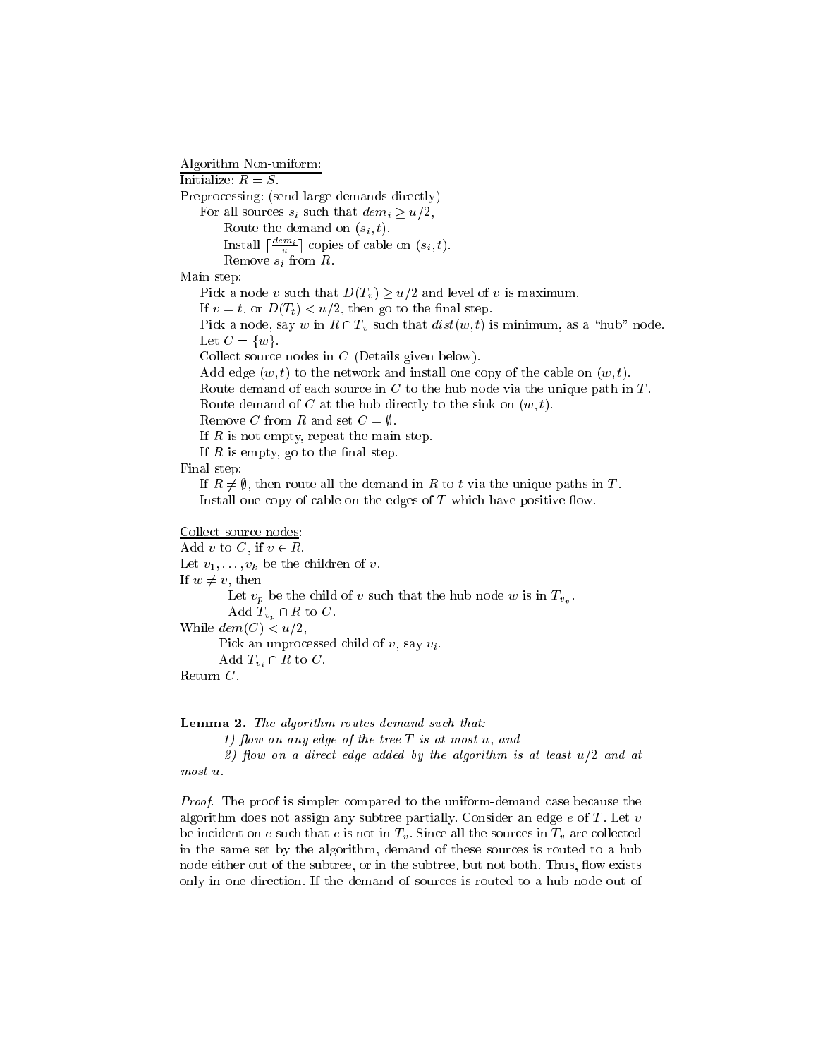<u>Algorithm Non-uniform:</u>
Initialize: $R = S$.
Preprocessing: (send large demands directly)
  For all sources $s_i$ such that $dem_i \geq u/2$,
    Route the demand on $(s_i, t)$.
    Install $\lceil \frac{dem_i}{u} \rceil$ copies of cable on $(s_i, t)$.
    Remove $s_i$ from $R$.
Main step:
  Pick a node $v$ such that $D(T_v) \geq u/2$ and level of $v$ is maximum.
  If $v = t$, or $D(T_t) < u/2$, then go to the final step.
  Pick a node, say $w$ in $R \cap T_v$ such that $dist(w, t)$ is minimum, as a "hub" node.
  Let $C = \{w\}$.
  Collect source nodes in $C$ (Details given below).
  Add edge $(w, t)$ to the network and install one copy of the cable on $(w, t)$.
  Route demand of each source in $C$ to the hub node via the unique path in $T$.
  Route demand of $C$ at the hub directly to the sink on $(w, t)$.
  Remove $C$ from $R$ and set $C = \emptyset$.
  If $R$ is not empty, repeat the main step.
  If $R$ is empty, go to the final step.
Final step:
  If $R \neq \emptyset$, then route all the demand in $R$ to $t$ via the unique paths in $T$.
  Install one copy of cable on the edges of $T$ which have positive flow.

<u>Collect source nodes:</u>
Add $v$ to $C$, if $v \in R$.
Let $v_1, \ldots, v_k$ be the children of $v$.
If $w \neq v$, then
    Let $v_p$ be the child of $v$ such that the hub node $w$ is in $T_{v_p}$.
    Add $T_{v_p} \cap R$ to $C$.
While $dem(C) < u/2$,
    Pick an unprocessed child of $v$, say $v_i$.
    Add $T_{v_i} \cap R$ to $C$.
Return $C$.

**Lemma 2.** *The algorithm routes demand such that:*
  *1) flow on any edge of the tree $T$ is at most $u$, and*
  *2) flow on a direct edge added by the algorithm is at least $u/2$ and at most $u$.*

*Proof.* The proof is simpler compared to the uniform-demand case because the algorithm does not assign any subtree partially. Consider an edge $e$ of $T$. Let $v$ be incident on $e$ such that $e$ is not in $T_v$. Since all the sources in $T_v$ are collected in the same set by the algorithm, demand of these sources is routed to a hub node either out of the subtree, or in the subtree, but not both. Thus, flow exists only in one direction. If the demand of sources is routed to a hub node out of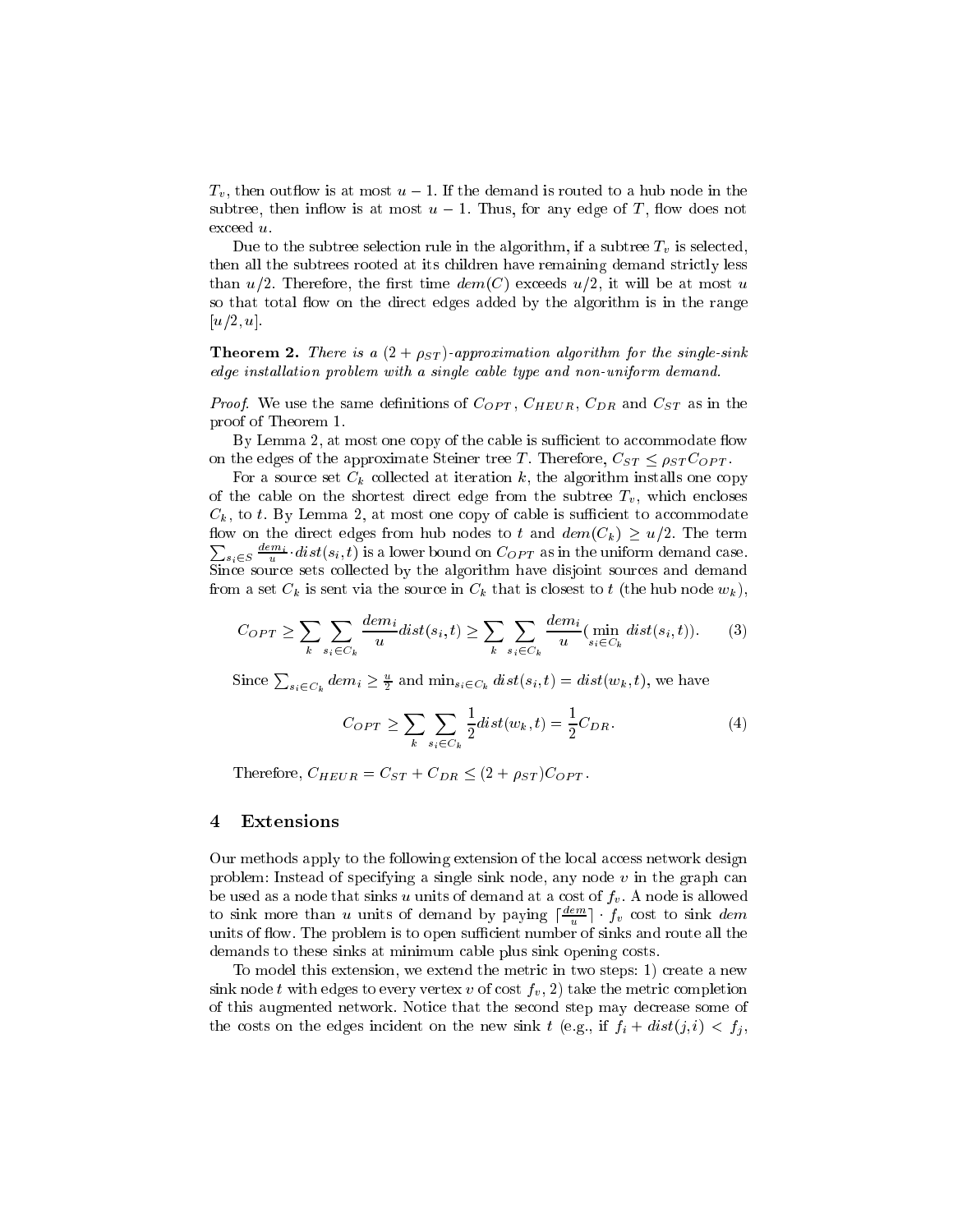$T_v$, then outflow is at most $u - 1$. If the demand is routed to a hub node in the subtree, then inflow is at most $u - 1$. Thus, for any edge of $T$, flow does not exceed $u$.

Due to the subtree selection rule in the algorithm, if a subtree $T_v$ is selected, then all the subtrees rooted at its children have remaining demand strictly less than $u/2$. Therefore, the first time $dem(C)$ exceeds $u/2$, it will be at most $u$ so that total flow on the direct edges added by the algorithm is in the range $[u/2, u]$.

**Theorem 2.** *There is a $(2 + \rho_{ST})$-approximation algorithm for the single-sink edge installation problem with a single cable type and non-uniform demand.*

*Proof.* We use the same definitions of $C_{OPT}$, $C_{HEUR}$, $C_{DR}$ and $C_{ST}$ as in the proof of Theorem 1.

By Lemma 2, at most one copy of the cable is sufficient to accommodate flow on the edges of the approximate Steiner tree $T$. Therefore, $C_{ST} \leq \rho_{ST} C_{OPT}$.

For a source set $C_k$ collected at iteration $k$, the algorithm installs one copy of the cable on the shortest direct edge from the subtree $T_v$, which encloses $C_k$, to $t$. By Lemma 2, at most one copy of cable is sufficient to accommodate flow on the direct edges from hub nodes to $t$ and $dem(C_k) \geq u/2$. The term $\sum_{s_i \in S} \frac{dem_i}{u} \cdot dist(s_i, t)$ is a lower bound on $C_{OPT}$ as in the uniform demand case. Since source sets collected by the algorithm have disjoint sources and demand from a set $C_k$ is sent via the source in $C_k$ that is closest to $t$ (the hub node $w_k$),

$$C_{OPT} \geq \sum_k \sum_{s_i \in C_k} \frac{dem_i}{u} dist(s_i, t) \geq \sum_k \sum_{s_i \in C_k} \frac{dem_i}{u} (\min_{s_i \in C_k} dist(s_i, t)). \tag{3}$$

Since $\sum_{s_i \in C_k} dem_i \geq \frac{u}{2}$ and $\min_{s_i \in C_k} dist(s_i, t) = dist(w_k, t)$, we have

$$C_{OPT} \geq \sum_k \sum_{s_i \in C_k} \frac{1}{2} dist(w_k, t) = \frac{1}{2} C_{DR}. \tag{4}$$

Therefore, $C_{HEUR} = C_{ST} + C_{DR} \leq (2 + \rho_{ST}) C_{OPT}$.

## 4 Extensions

Our methods apply to the following extension of the local access network design problem: Instead of specifying a single sink node, any node $v$ in the graph can be used as a node that sinks $u$ units of demand at a cost of $f_v$. A node is allowed to sink more than $u$ units of demand by paying $\lceil \frac{dem}{u} \rceil \cdot f_v$ cost to sink $dem$ units of flow. The problem is to open sufficient number of sinks and route all the demands to these sinks at minimum cable plus sink opening costs.

To model this extension, we extend the metric in two steps: 1) create a new sink node $t$ with edges to every vertex $v$ of cost $f_v$, 2) take the metric completion of this augmented network. Notice that the second step may decrease some of the costs on the edges incident on the new sink $t$ (e.g., if $f_i + dist(j, i) < f_j$,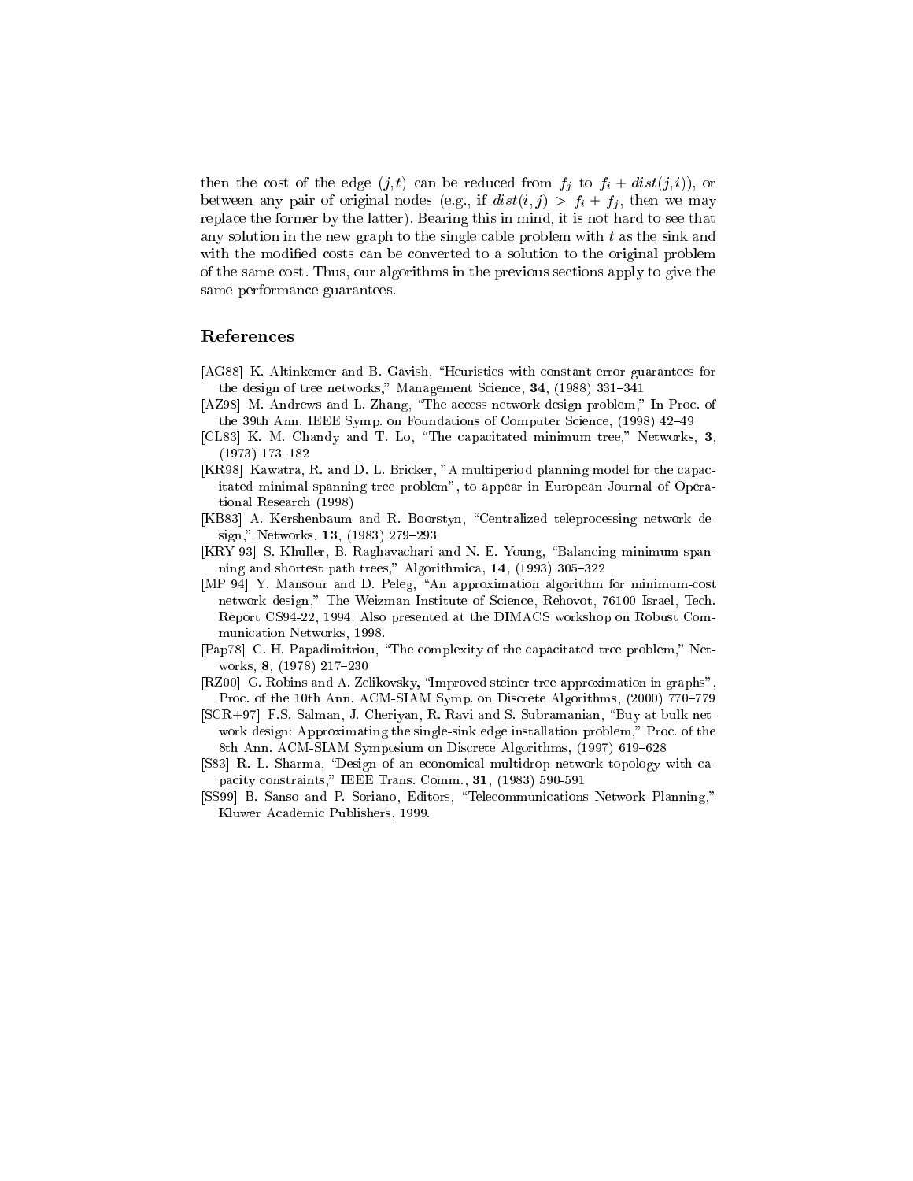then the cost of the edge $(j,t)$ can be reduced from $f_j$ to $f_i + dist(j,i)$), or between any pair of original nodes (e.g., if $dist(i,j) > f_i + f_j$, then we may replace the former by the latter). Bearing this in mind, it is not hard to see that any solution in the new graph to the single cable problem with $t$ as the sink and with the modified costs can be converted to a solution to the original problem of the same cost. Thus, our algorithms in the previous sections apply to give the same performance guarantees.

## References

[AG88] K. Altinkemer and B. Gavish, "Heuristics with constant error guarantees for the design of tree networks," Management Science, **34**, (1988) 331–341

[AZ98] M. Andrews and L. Zhang, "The access network design problem," In Proc. of the 39th Ann. IEEE Symp. on Foundations of Computer Science, (1998) 42–49

[CL83] K. M. Chandy and T. Lo, "The capacitated minimum tree," Networks, **3**, (1973) 173–182

[KR98] Kawatra, R. and D. L. Bricker, "A multiperiod planning model for the capacitated minimal spanning tree problem", to appear in European Journal of Operational Research (1998)

[KB83] A. Kershenbaum and R. Boorstyn, "Centralized teleprocessing network design," Networks, **13**, (1983) 279–293

[KRY 93] S. Khuller, B. Raghavachari and N. E. Young, "Balancing minimum spanning and shortest path trees," Algorithmica, **14**, (1993) 305–322

[MP 94] Y. Mansour and D. Peleg, "An approximation algorithm for minimum-cost network design," The Weizman Institute of Science, Rehovot, 76100 Israel, Tech. Report CS94-22, 1994; Also presented at the DIMACS workshop on Robust Communication Networks, 1998.

[Pap78] C. H. Papadimitriou, "The complexity of the capacitated tree problem," Networks, **8**, (1978) 217–230

[RZ00] G. Robins and A. Zelikovsky, "Improved steiner tree approximation in graphs", Proc. of the 10th Ann. ACM-SIAM Symp. on Discrete Algorithms, (2000) 770–779

[SCR+97] F.S. Salman, J. Cheriyan, R. Ravi and S. Subramanian, "Buy-at-bulk network design: Approximating the single-sink edge installation problem," Proc. of the 8th Ann. ACM-SIAM Symposium on Discrete Algorithms, (1997) 619–628

[S83] R. L. Sharma, "Design of an economical multidrop network topology with capacity constraints," IEEE Trans. Comm., **31**, (1983) 590-591

[SS99] B. Sanso and P. Soriano, Editors, "Telecommunications Network Planning," Kluwer Academic Publishers, 1999.